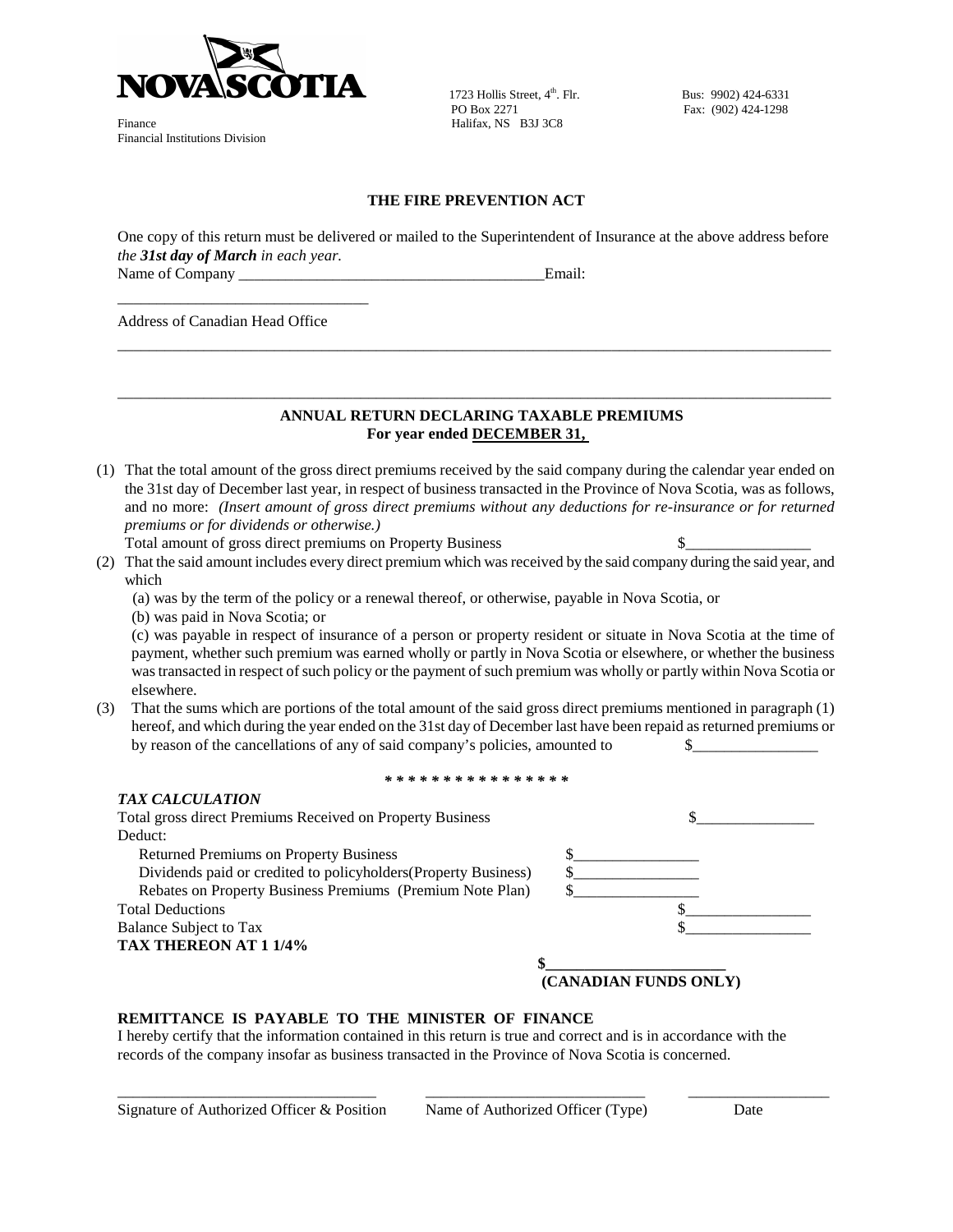NOVA SCOTIA

Finance
Financial Institutions Division

1723 Hollis Street, 4th. Flr.
PO Box 2271
Halifax, NS B3J 3C8

Bus: 9902) 424-6331
Fax: (902) 424-1298

## THE FIRE PREVENTION ACT

One copy of this return must be delivered or mailed to the Superintendent of Insurance at the above address before *the **31st day of March** in each year.*

Name of Company _______________________________________Email: _______________________________

Address of Canadian Head Office

_____________________________________________________________________________________________

_____________________________________________________________________________________________

### ANNUAL RETURN DECLARING TAXABLE PREMIUMS
**For year ended DECEMBER 31,**

(1) That the total amount of the gross direct premiums received by the said company during the calendar year ended on the 31st day of December last year, in respect of business transacted in the Province of Nova Scotia, was as follows, and no more: *(Insert amount of gross direct premiums without any deductions for re-insurance or for returned premiums or for dividends or otherwise.)*

Total amount of gross direct premiums on Property Business $________________

(2) That the said amount includes every direct premium which was received by the said company during the said year, and which

(a) was by the term of the policy or a renewal thereof, or otherwise, payable in Nova Scotia, or

(b) was paid in Nova Scotia; or

(c) was payable in respect of insurance of a person or property resident or situate in Nova Scotia at the time of payment, whether such premium was earned wholly or partly in Nova Scotia or elsewhere, or whether the business was transacted in respect of such policy or the payment of such premium was wholly or partly within Nova Scotia or elsewhere.

(3) That the sums which are portions of the total amount of the said gross direct premiums mentioned in paragraph (1) hereof, and which during the year ended on the 31st day of December last have been repaid as returned premiums or by reason of the cancellations of any of said company's policies, amounted to $________________

\* \* \* \* \* \* \* \* \* \* \* \* \* \* \* \* \*

***TAX CALCULATION***

| | | |
|---|---|---|
| Total gross direct Premiums Received on Property Business | | $_______________ |
| Deduct: | | |
| Returned Premiums on Property Business | $________________ | |
| Dividends paid or credited to policyholders(Property Business) | $________________ | |
| Rebates on Property Business Premiums (Premium Note Plan) | $________________ | |
| Total Deductions | | $________________ |
| Balance Subject to Tax | | $________________ |
| **TAX THEREON AT 1 1/4%** | | |
| | **$______________________** | |
| | **(CANADIAN FUNDS ONLY)** | |

**REMITTANCE IS PAYABLE TO THE MINISTER OF FINANCE**

I hereby certify that the information contained in this return is true and correct and is in accordance with the records of the company insofar as business transacted in the Province of Nova Scotia is concerned.

________________________________ ____________________________ __________________

Signature of Authorized Officer & Position Name of Authorized Officer (Type) Date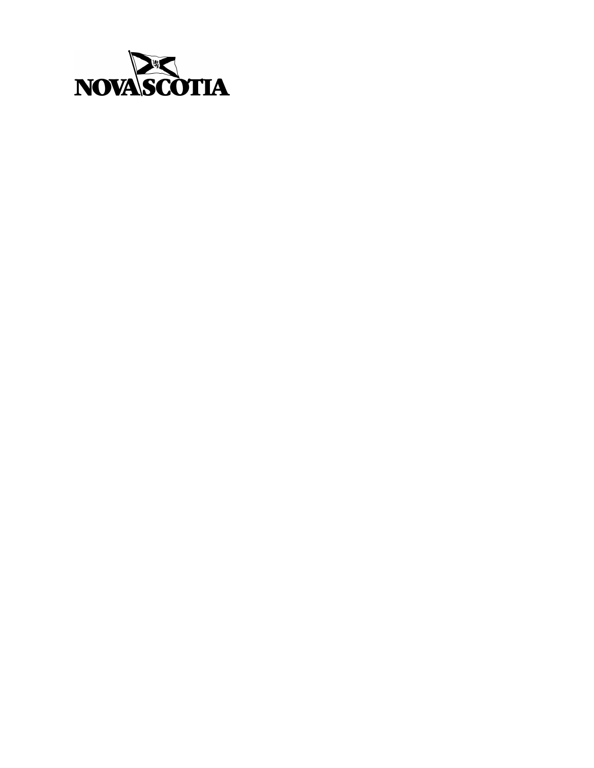NOVA SCOTIA